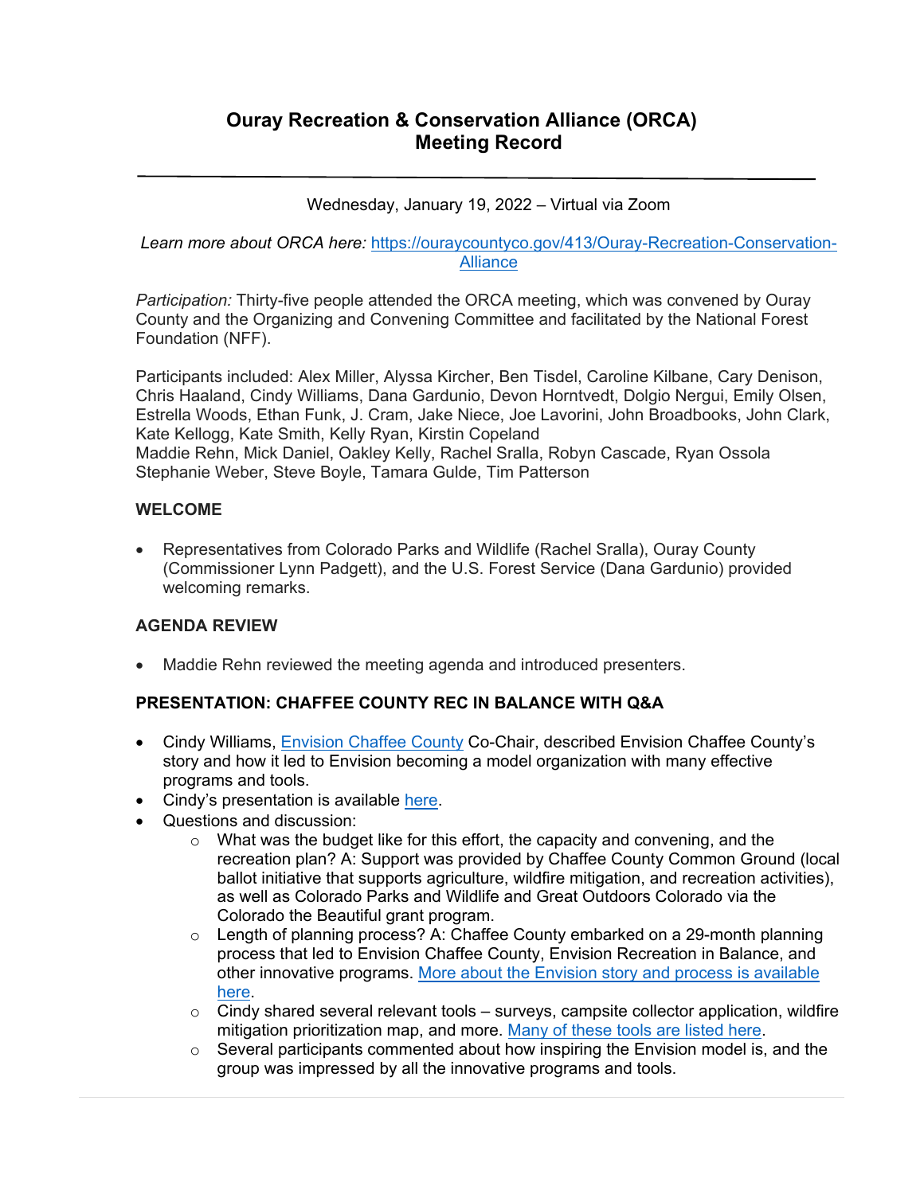# Ouray Recreation & Conservation Alliance (ORCA) Meeting Record

---

Wednesday, January 19, 2022 – Virtual via Zoom

*Learn more about ORCA here:* [https://ouraycountyco.gov/413/Ouray-Recreation-Conservation-Alliance](https://ouraycountyco.gov/413/Ouray-Recreation-Conservation-Alliance)

*Participation:* Thirty-five people attended the ORCA meeting, which was convened by Ouray County and the Organizing and Convening Committee and facilitated by the National Forest Foundation (NFF).

Participants included: Alex Miller, Alyssa Kircher, Ben Tisdel, Caroline Kilbane, Cary Denison, Chris Haaland, Cindy Williams, Dana Gardunio, Devon Horntvedt, Dolgio Nergui, Emily Olsen, Estrella Woods, Ethan Funk, J. Cram, Jake Niece, Joe Lavorini, John Broadbooks, John Clark, Kate Kellogg, Kate Smith, Kelly Ryan, Kirstin Copeland
Maddie Rehn, Mick Daniel, Oakley Kelly, Rachel Sralla, Robyn Cascade, Ryan Ossola
Stephanie Weber, Steve Boyle, Tamara Gulde, Tim Patterson

## WELCOME

- Representatives from Colorado Parks and Wildlife (Rachel Sralla), Ouray County (Commissioner Lynn Padgett), and the U.S. Forest Service (Dana Gardunio) provided welcoming remarks.

## AGENDA REVIEW

- Maddie Rehn reviewed the meeting agenda and introduced presenters.

## PRESENTATION: CHAFFEE COUNTY REC IN BALANCE WITH Q&A

- Cindy Williams, [Envision Chaffee County](#) Co-Chair, described Envision Chaffee County's story and how it led to Envision becoming a model organization with many effective programs and tools.
- Cindy's presentation is available [here](#).
- Questions and discussion:
  - What was the budget like for this effort, the capacity and convening, and the recreation plan? A: Support was provided by Chaffee County Common Ground (local ballot initiative that supports agriculture, wildfire mitigation, and recreation activities), as well as Colorado Parks and Wildlife and Great Outdoors Colorado via the Colorado the Beautiful grant program.
  - Length of planning process? A: Chaffee County embarked on a 29-month planning process that led to Envision Chaffee County, Envision Recreation in Balance, and other innovative programs. [More about the Envision story and process is available here](#).
  - Cindy shared several relevant tools – surveys, campsite collector application, wildfire mitigation prioritization map, and more. [Many of these tools are listed here](#).
  - Several participants commented about how inspiring the Envision model is, and the group was impressed by all the innovative programs and tools.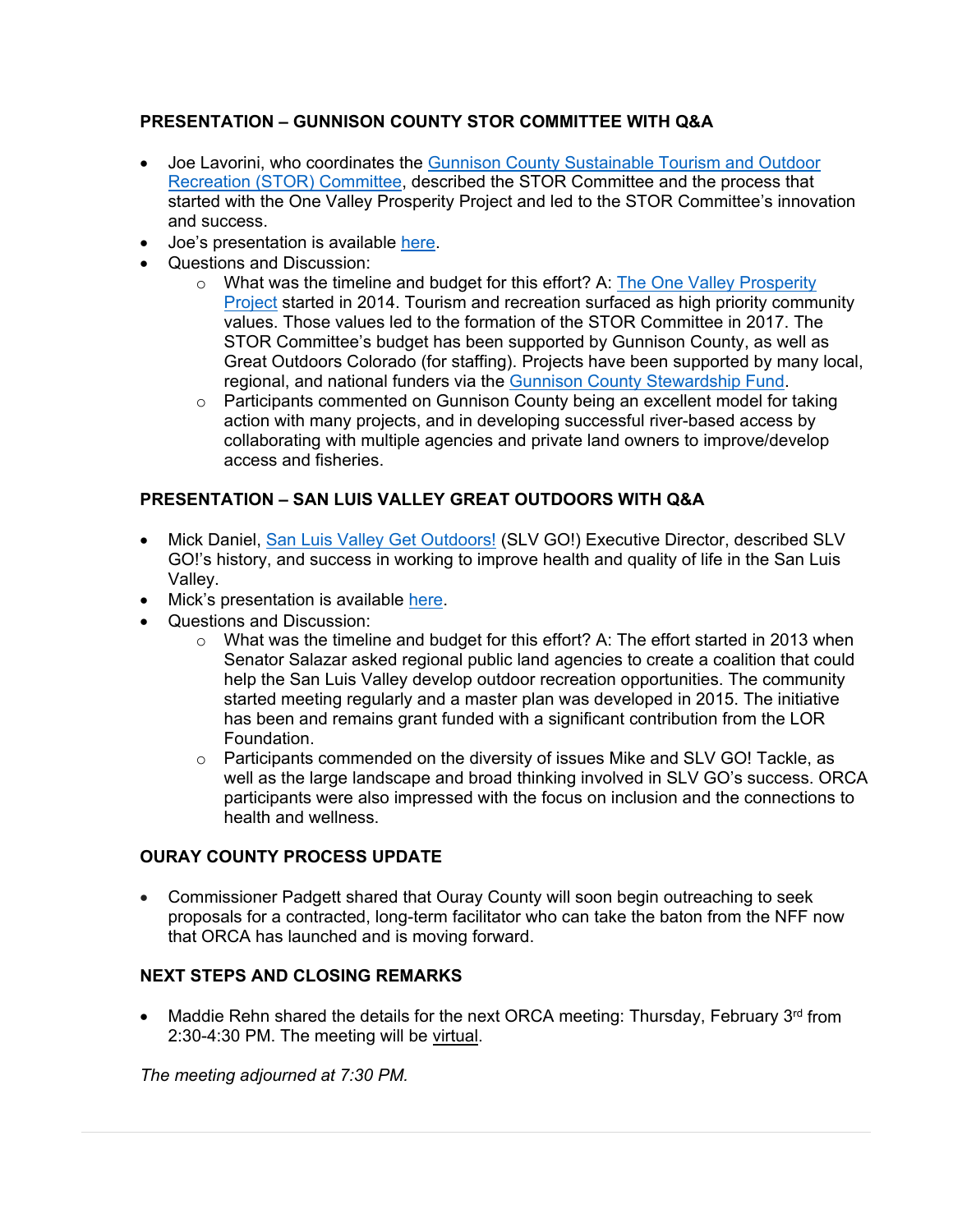### PRESENTATION – GUNNISON COUNTY STOR COMMITTEE WITH Q&A

- Joe Lavorini, who coordinates the [Gunnison County Sustainable Tourism and Outdoor Recreation (STOR) Committee](), described the STOR Committee and the process that started with the One Valley Prosperity Project and led to the STOR Committee's innovation and success.
- Joe's presentation is available [here]().
- Questions and Discussion:
    - What was the timeline and budget for this effort? A: [The One Valley Prosperity Project]() started in 2014. Tourism and recreation surfaced as high priority community values. Those values led to the formation of the STOR Committee in 2017. The STOR Committee's budget has been supported by Gunnison County, as well as Great Outdoors Colorado (for staffing). Projects have been supported by many local, regional, and national funders via the [Gunnison County Stewardship Fund]().
    - Participants commented on Gunnison County being an excellent model for taking action with many projects, and in developing successful river-based access by collaborating with multiple agencies and private land owners to improve/develop access and fisheries.

### PRESENTATION – SAN LUIS VALLEY GREAT OUTDOORS WITH Q&A

- Mick Daniel, [San Luis Valley Get Outdoors!]() (SLV GO!) Executive Director, described SLV GO!'s history, and success in working to improve health and quality of life in the San Luis Valley.
- Mick's presentation is available [here]().
- Questions and Discussion:
    - What was the timeline and budget for this effort? A: The effort started in 2013 when Senator Salazar asked regional public land agencies to create a coalition that could help the San Luis Valley develop outdoor recreation opportunities. The community started meeting regularly and a master plan was developed in 2015. The initiative has been and remains grant funded with a significant contribution from the LOR Foundation.
    - Participants commended on the diversity of issues Mike and SLV GO! Tackle, as well as the large landscape and broad thinking involved in SLV GO's success. ORCA participants were also impressed with the focus on inclusion and the connections to health and wellness.

### OURAY COUNTY PROCESS UPDATE

- Commissioner Padgett shared that Ouray County will soon begin outreaching to seek proposals for a contracted, long-term facilitator who can take the baton from the NFF now that ORCA has launched and is moving forward.

### NEXT STEPS AND CLOSING REMARKS

- Maddie Rehn shared the details for the next ORCA meeting: Thursday, February 3rd from 2:30-4:30 PM. The meeting will be virtual.

*The meeting adjourned at 7:30 PM.*